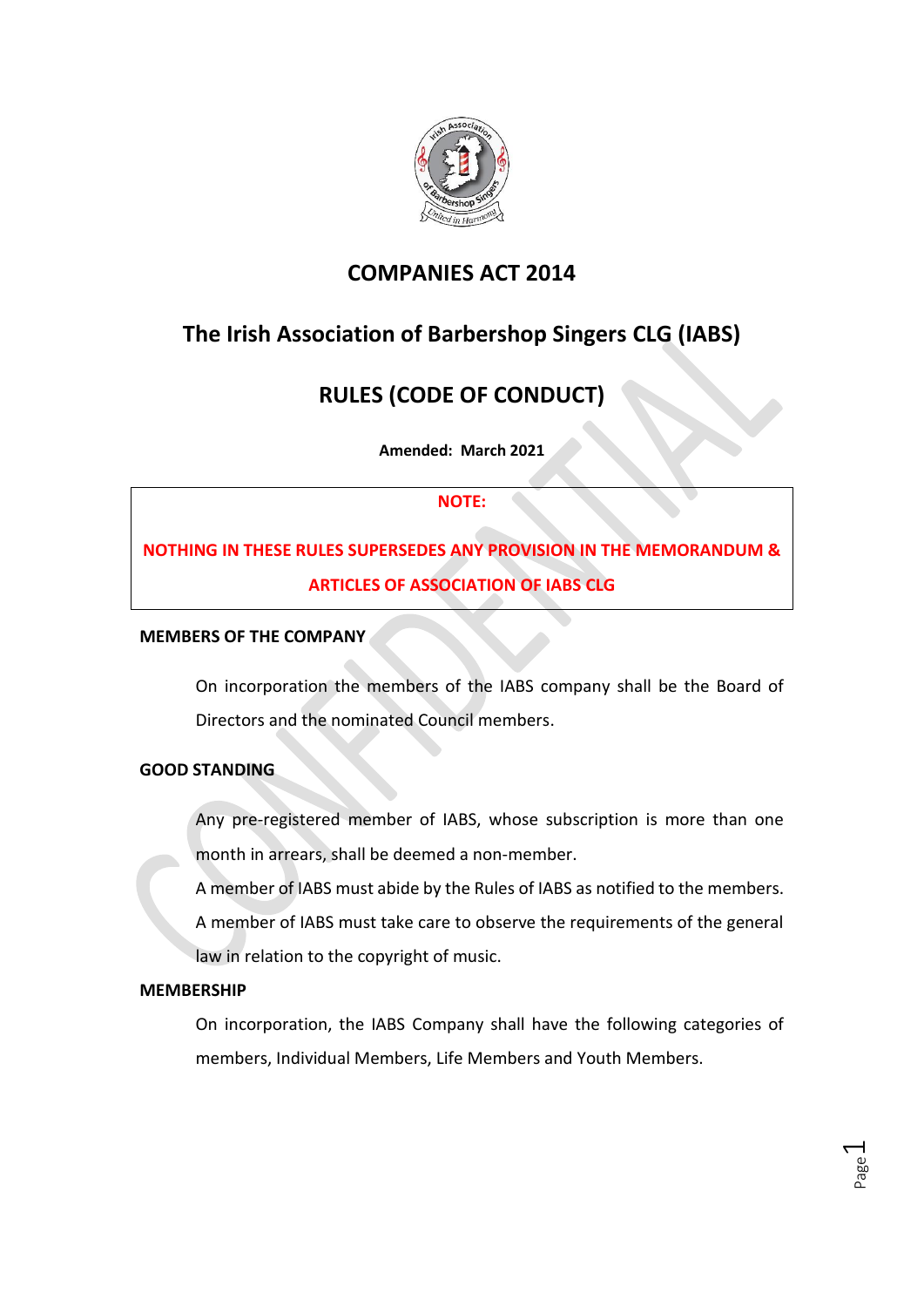# COMPANIES ACT 2014

## The Irish Association of Barbershop Singers CLG (IABS)

## RULES (CODE OF CONDUCT)

**Amended: March 2021**

> **NOTE:**
>
> **NOTHING IN THESE RULES SUPERSEDES ANY PROVISION IN THE MEMORANDUM & ARTICLES OF ASSOCIATION OF IABS CLG**

### MEMBERS OF THE COMPANY

On incorporation the members of the IABS company shall be the Board of Directors and the nominated Council members.

### GOOD STANDING

Any pre-registered member of IABS, whose subscription is more than one month in arrears, shall be deemed a non-member.

A member of IABS must abide by the Rules of IABS as notified to the members.

A member of IABS must take care to observe the requirements of the general law in relation to the copyright of music.

### MEMBERSHIP

On incorporation, the IABS Company shall have the following categories of members, Individual Members, Life Members and Youth Members.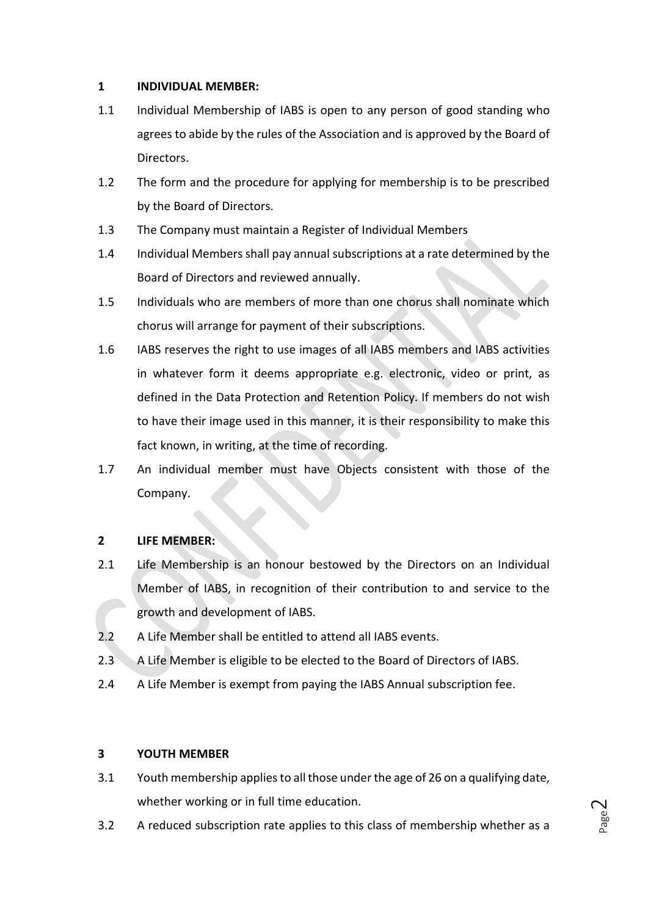## 1 INDIVIDUAL MEMBER:

1.1 Individual Membership of IABS is open to any person of good standing who agrees to abide by the rules of the Association and is approved by the Board of Directors.

1.2 The form and the procedure for applying for membership is to be prescribed by the Board of Directors.

1.3 The Company must maintain a Register of Individual Members

1.4 Individual Members shall pay annual subscriptions at a rate determined by the Board of Directors and reviewed annually.

1.5 Individuals who are members of more than one chorus shall nominate which chorus will arrange for payment of their subscriptions.

1.6 IABS reserves the right to use images of all IABS members and IABS activities in whatever form it deems appropriate e.g. electronic, video or print, as defined in the Data Protection and Retention Policy. If members do not wish to have their image used in this manner, it is their responsibility to make this fact known, in writing, at the time of recording.

1.7 An individual member must have Objects consistent with those of the Company.

## 2 LIFE MEMBER:

2.1 Life Membership is an honour bestowed by the Directors on an Individual Member of IABS, in recognition of their contribution to and service to the growth and development of IABS.

2.2 A Life Member shall be entitled to attend all IABS events.

2.3 A Life Member is eligible to be elected to the Board of Directors of IABS.

2.4 A Life Member is exempt from paying the IABS Annual subscription fee.

## 3 YOUTH MEMBER

3.1 Youth membership applies to all those under the age of 26 on a qualifying date, whether working or in full time education.

3.2 A reduced subscription rate applies to this class of membership whether as a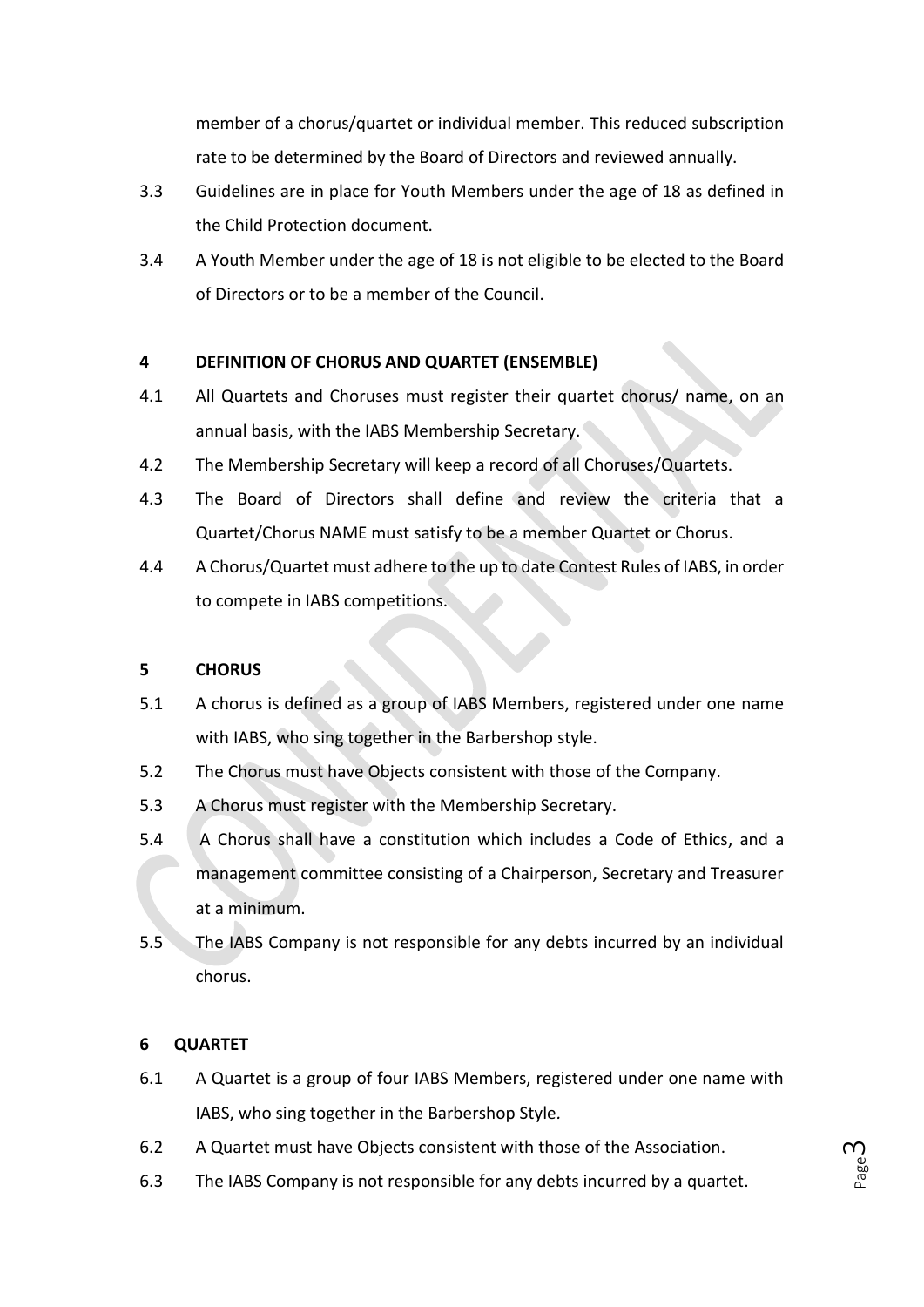member of a chorus/quartet or individual member. This reduced subscription rate to be determined by the Board of Directors and reviewed annually.

3.3 Guidelines are in place for Youth Members under the age of 18 as defined in the Child Protection document.

3.4 A Youth Member under the age of 18 is not eligible to be elected to the Board of Directors or to be a member of the Council.

## 4 DEFINITION OF CHORUS AND QUARTET (ENSEMBLE)

4.1 All Quartets and Choruses must register their quartet chorus/ name, on an annual basis, with the IABS Membership Secretary.

4.2 The Membership Secretary will keep a record of all Choruses/Quartets.

4.3 The Board of Directors shall define and review the criteria that a Quartet/Chorus NAME must satisfy to be a member Quartet or Chorus.

4.4 A Chorus/Quartet must adhere to the up to date Contest Rules of IABS, in order to compete in IABS competitions.

## 5 CHORUS

5.1 A chorus is defined as a group of IABS Members, registered under one name with IABS, who sing together in the Barbershop style.

5.2 The Chorus must have Objects consistent with those of the Company.

5.3 A Chorus must register with the Membership Secretary.

5.4 A Chorus shall have a constitution which includes a Code of Ethics, and a management committee consisting of a Chairperson, Secretary and Treasurer at a minimum.

5.5 The IABS Company is not responsible for any debts incurred by an individual chorus.

## 6 QUARTET

6.1 A Quartet is a group of four IABS Members, registered under one name with IABS, who sing together in the Barbershop Style.

6.2 A Quartet must have Objects consistent with those of the Association.

6.3 The IABS Company is not responsible for any debts incurred by a quartet.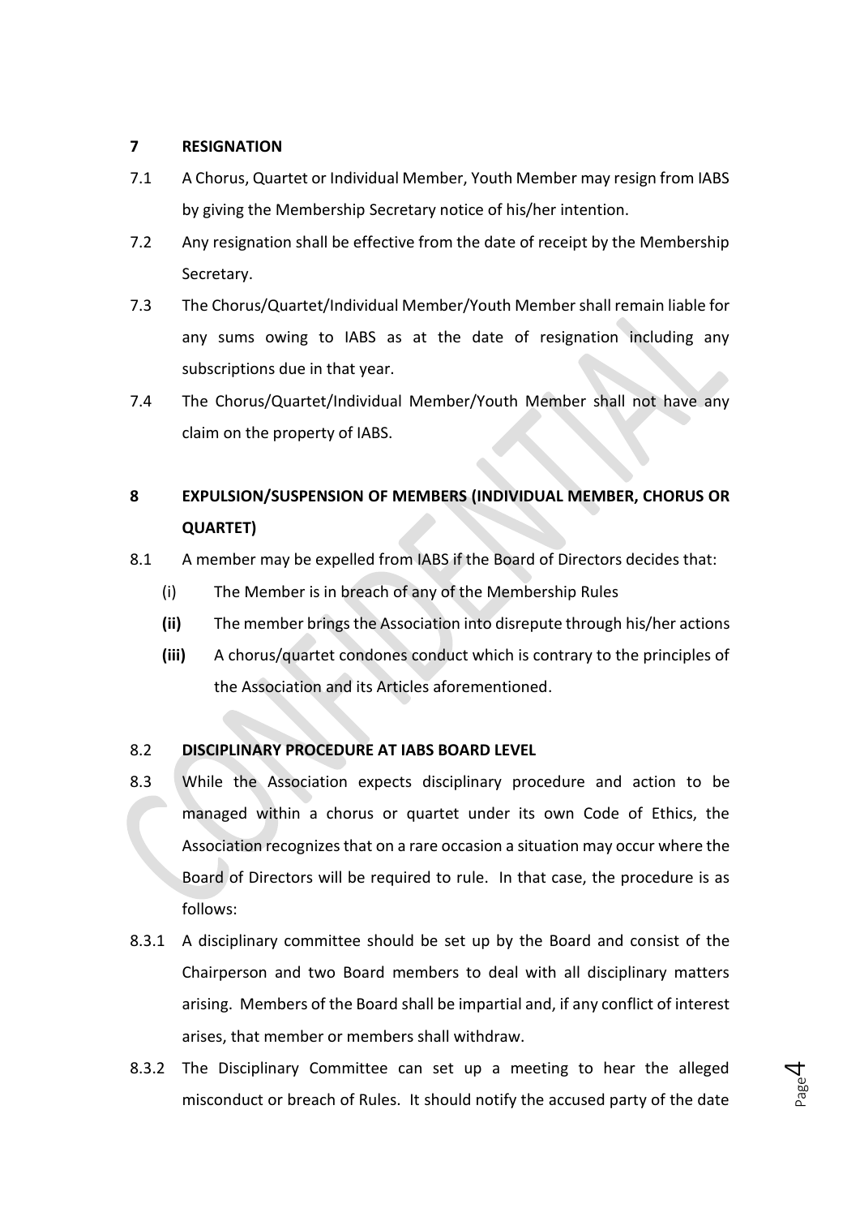## 7 RESIGNATION

7.1 A Chorus, Quartet or Individual Member, Youth Member may resign from IABS by giving the Membership Secretary notice of his/her intention.

7.2 Any resignation shall be effective from the date of receipt by the Membership Secretary.

7.3 The Chorus/Quartet/Individual Member/Youth Member shall remain liable for any sums owing to IABS as at the date of resignation including any subscriptions due in that year.

7.4 The Chorus/Quartet/Individual Member/Youth Member shall not have any claim on the property of IABS.

## 8 EXPULSION/SUSPENSION OF MEMBERS (INDIVIDUAL MEMBER, CHORUS OR QUARTET)

8.1 A member may be expelled from IABS if the Board of Directors decides that:

(i) The Member is in breach of any of the Membership Rules

**(ii)** The member brings the Association into disrepute through his/her actions

**(iii)** A chorus/quartet condones conduct which is contrary to the principles of the Association and its Articles aforementioned.

8.2 **DISCIPLINARY PROCEDURE AT IABS BOARD LEVEL**

8.3 While the Association expects disciplinary procedure and action to be managed within a chorus or quartet under its own Code of Ethics, the Association recognizes that on a rare occasion a situation may occur where the Board of Directors will be required to rule. In that case, the procedure is as follows:

8.3.1 A disciplinary committee should be set up by the Board and consist of the Chairperson and two Board members to deal with all disciplinary matters arising. Members of the Board shall be impartial and, if any conflict of interest arises, that member or members shall withdraw.

8.3.2 The Disciplinary Committee can set up a meeting to hear the alleged misconduct or breach of Rules. It should notify the accused party of the date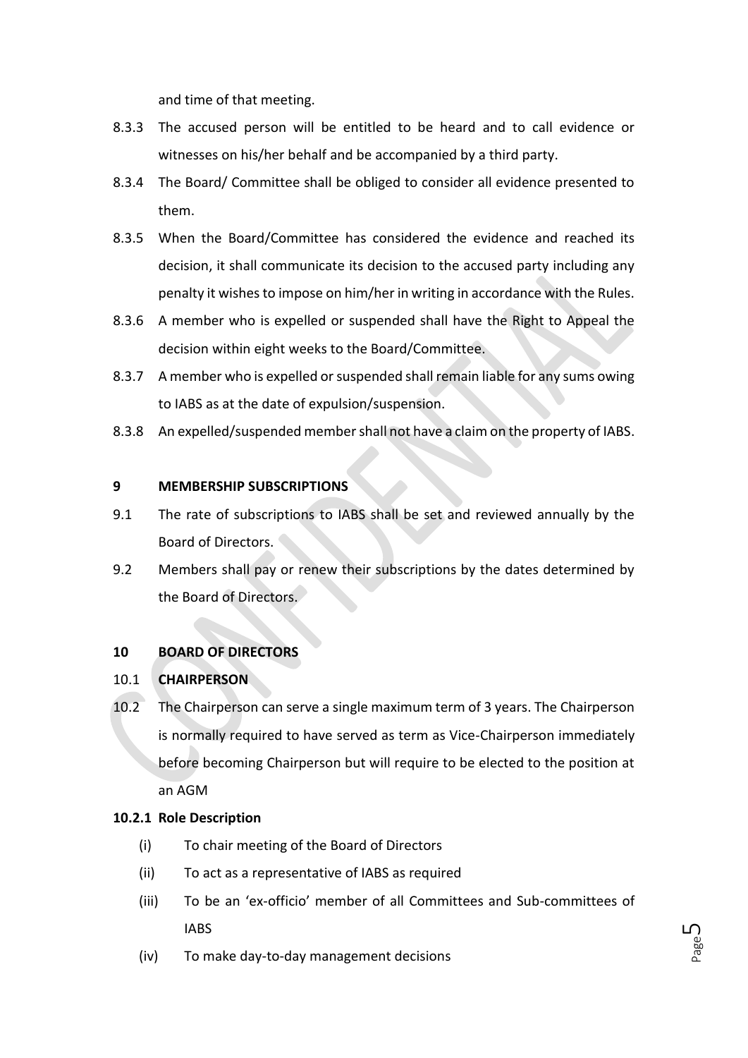and time of that meeting.

8.3.3 The accused person will be entitled to be heard and to call evidence or witnesses on his/her behalf and be accompanied by a third party.

8.3.4 The Board/ Committee shall be obliged to consider all evidence presented to them.

8.3.5 When the Board/Committee has considered the evidence and reached its decision, it shall communicate its decision to the accused party including any penalty it wishes to impose on him/her in writing in accordance with the Rules.

8.3.6 A member who is expelled or suspended shall have the Right to Appeal the decision within eight weeks to the Board/Committee.

8.3.7 A member who is expelled or suspended shall remain liable for any sums owing to IABS as at the date of expulsion/suspension.

8.3.8 An expelled/suspended member shall not have a claim on the property of IABS.

## 9 MEMBERSHIP SUBSCRIPTIONS

9.1 The rate of subscriptions to IABS shall be set and reviewed annually by the Board of Directors.

9.2 Members shall pay or renew their subscriptions by the dates determined by the Board of Directors.

## 10 BOARD OF DIRECTORS

### 10.1 CHAIRPERSON

10.2 The Chairperson can serve a single maximum term of 3 years. The Chairperson is normally required to have served as term as Vice-Chairperson immediately before becoming Chairperson but will require to be elected to the position at an AGM

#### 10.2.1 Role Description

(i) To chair meeting of the Board of Directors

(ii) To act as a representative of IABS as required

(iii) To be an 'ex-officio' member of all Committees and Sub-committees of IABS

(iv) To make day-to-day management decisions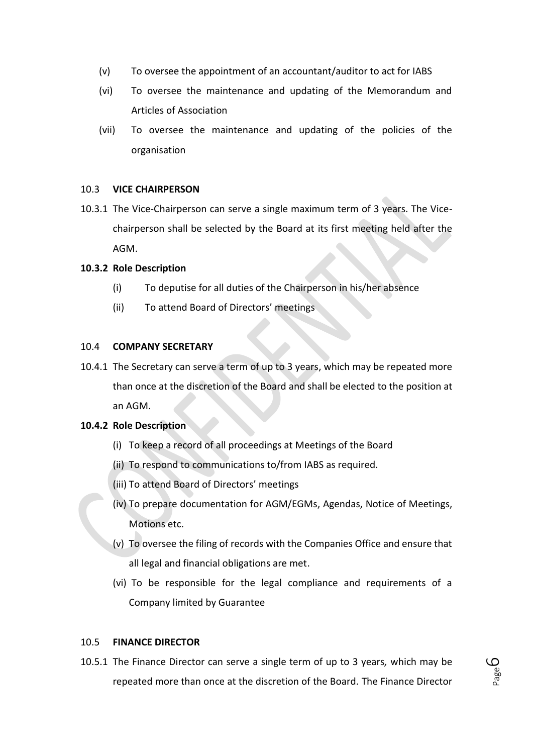(v) To oversee the appointment of an accountant/auditor to act for IABS

(vi) To oversee the maintenance and updating of the Memorandum and Articles of Association

(vii) To oversee the maintenance and updating of the policies of the organisation

10.3 **VICE CHAIRPERSON**

10.3.1 The Vice-Chairperson can serve a single maximum term of 3 years. The Vice-chairperson shall be selected by the Board at its first meeting held after the AGM.

**10.3.2 Role Description**

(i) To deputise for all duties of the Chairperson in his/her absence

(ii) To attend Board of Directors' meetings

10.4 **COMPANY SECRETARY**

10.4.1 The Secretary can serve a term of up to 3 years, which may be repeated more than once at the discretion of the Board and shall be elected to the position at an AGM.

**10.4.2 Role Description**

(i) To keep a record of all proceedings at Meetings of the Board

(ii) To respond to communications to/from IABS as required.

(iii) To attend Board of Directors' meetings

(iv) To prepare documentation for AGM/EGMs, Agendas, Notice of Meetings, Motions etc.

(v) To oversee the filing of records with the Companies Office and ensure that all legal and financial obligations are met.

(vi) To be responsible for the legal compliance and requirements of a Company limited by Guarantee

10.5 **FINANCE DIRECTOR**

10.5.1 The Finance Director can serve a single term of up to 3 years, which may be repeated more than once at the discretion of the Board. The Finance Director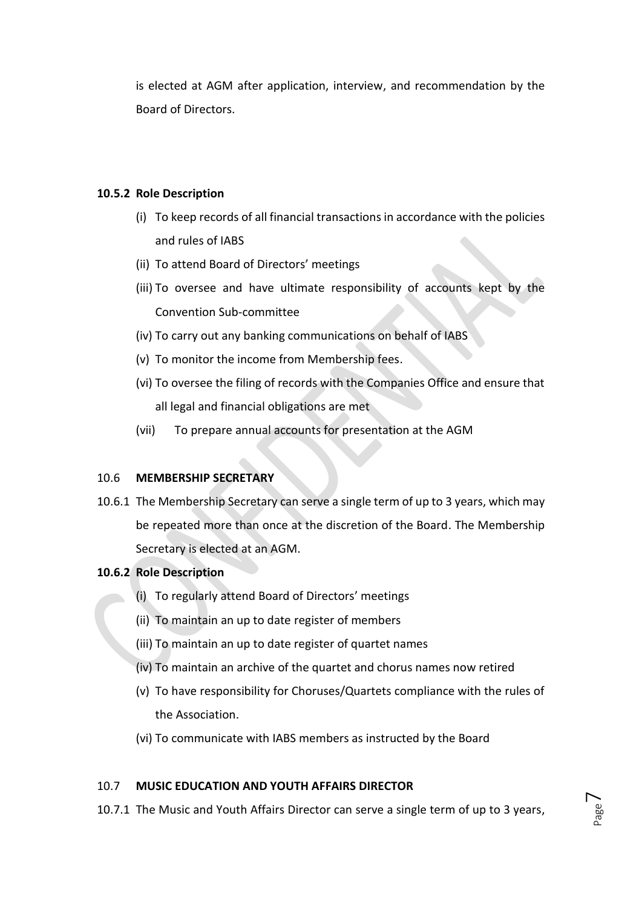is elected at AGM after application, interview, and recommendation by the Board of Directors.

**10.5.2 Role Description**

- (i) To keep records of all financial transactions in accordance with the policies and rules of IABS
- (ii) To attend Board of Directors' meetings
- (iii) To oversee and have ultimate responsibility of accounts kept by the Convention Sub-committee
- (iv) To carry out any banking communications on behalf of IABS
- (v) To monitor the income from Membership fees.
- (vi) To oversee the filing of records with the Companies Office and ensure that all legal and financial obligations are met
- (vii) To prepare annual accounts for presentation at the AGM

10.6 **MEMBERSHIP SECRETARY**

10.6.1 The Membership Secretary can serve a single term of up to 3 years, which may be repeated more than once at the discretion of the Board. The Membership Secretary is elected at an AGM.

**10.6.2 Role Description**

- (i) To regularly attend Board of Directors' meetings
- (ii) To maintain an up to date register of members
- (iii) To maintain an up to date register of quartet names
- (iv) To maintain an archive of the quartet and chorus names now retired
- (v) To have responsibility for Choruses/Quartets compliance with the rules of the Association.
- (vi) To communicate with IABS members as instructed by the Board

10.7 **MUSIC EDUCATION AND YOUTH AFFAIRS DIRECTOR**

10.7.1 The Music and Youth Affairs Director can serve a single term of up to 3 years,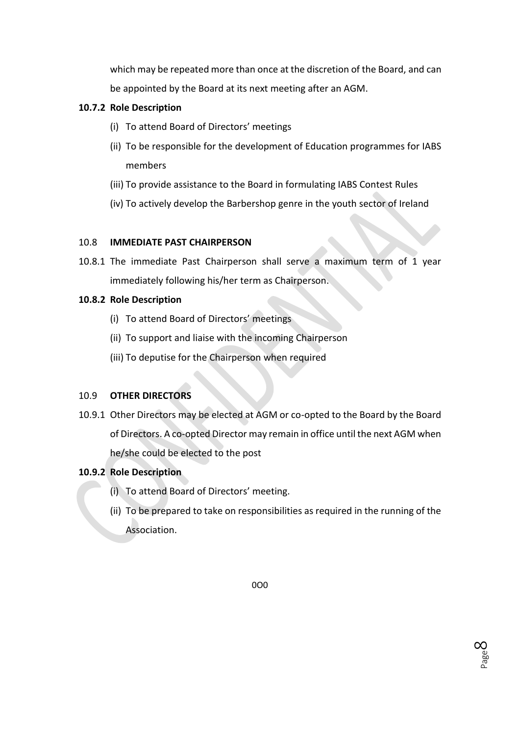which may be repeated more than once at the discretion of the Board, and can be appointed by the Board at its next meeting after an AGM.

**10.7.2 Role Description**

(i) To attend Board of Directors' meetings

(ii) To be responsible for the development of Education programmes for IABS members

(iii) To provide assistance to the Board in formulating IABS Contest Rules

(iv) To actively develop the Barbershop genre in the youth sector of Ireland

10.8 **IMMEDIATE PAST CHAIRPERSON**

10.8.1 The immediate Past Chairperson shall serve a maximum term of 1 year immediately following his/her term as Chairperson.

**10.8.2 Role Description**

(i) To attend Board of Directors' meetings

(ii) To support and liaise with the incoming Chairperson

(iii) To deputise for the Chairperson when required

10.9 **OTHER DIRECTORS**

10.9.1 Other Directors may be elected at AGM or co-opted to the Board by the Board of Directors. A co-opted Director may remain in office until the next AGM when he/she could be elected to the post

**10.9.2 Role Description**

(i) To attend Board of Directors' meeting.

(ii) To be prepared to take on responsibilities as required in the running of the Association.

0O0